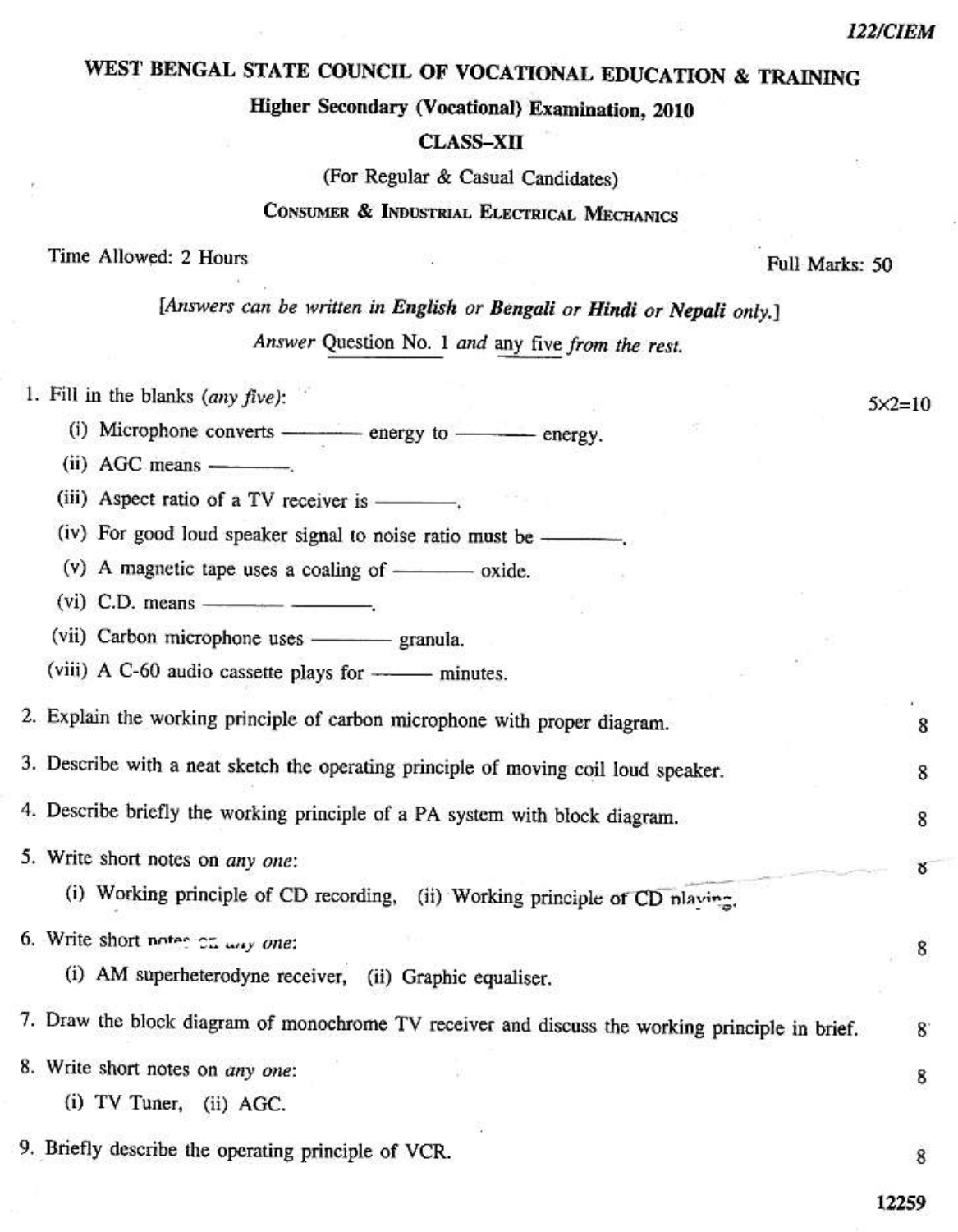122/CIEM

# WEST BENGAL STATE COUNCIL OF VOCATIONAL EDUCATION & TRAINING

## Higher Secondary (Vocational) Examination, 2010

### CLASS–XII

(For Regular & Casual Candidates)

### Consumer & Industrial Electrical Mechanics

Time Allowed: 2 Hours — Full Marks: 50

*[Answers can be written in **English** or **Bengali** or **Hindi** or **Nepali** only.]*

*Answer* Question No. 1 *and* any five *from the rest.*

1. Fill in the blanks (*any five*): $5 \times 2 = 10$
   - (i) Microphone converts ———— energy to ———— energy.
   - (ii) AGC means ————.
   - (iii) Aspect ratio of a TV receiver is ————.
   - (iv) For good loud speaker signal to noise ratio must be ————.
   - (v) A magnetic tape uses a coaling of ———— oxide.
   - (vi) C.D. means ———— ————.
   - (vii) Carbon microphone uses ———— granula.
   - (viii) A C-60 audio cassette plays for ——— minutes.

2. Explain the working principle of carbon microphone with proper diagram. 8

3. Describe with a neat sketch the operating principle of moving coil loud speaker. 8

4. Describe briefly the working principle of a PA system with block diagram. 8

5. Write short notes on *any one*: 8
   - (i) Working principle of CD recording, (ii) Working principle of CD playing.

6. Write short notes on *any one*: 8
   - (i) AM superheterodyne receiver, (ii) Graphic equaliser.

7. Draw the block diagram of monochrome TV receiver and discuss the working principle in brief. 8

8. Write short notes on *any one*: 8
   - (i) TV Tuner, (ii) AGC.

9. Briefly describe the operating principle of VCR. 8

12259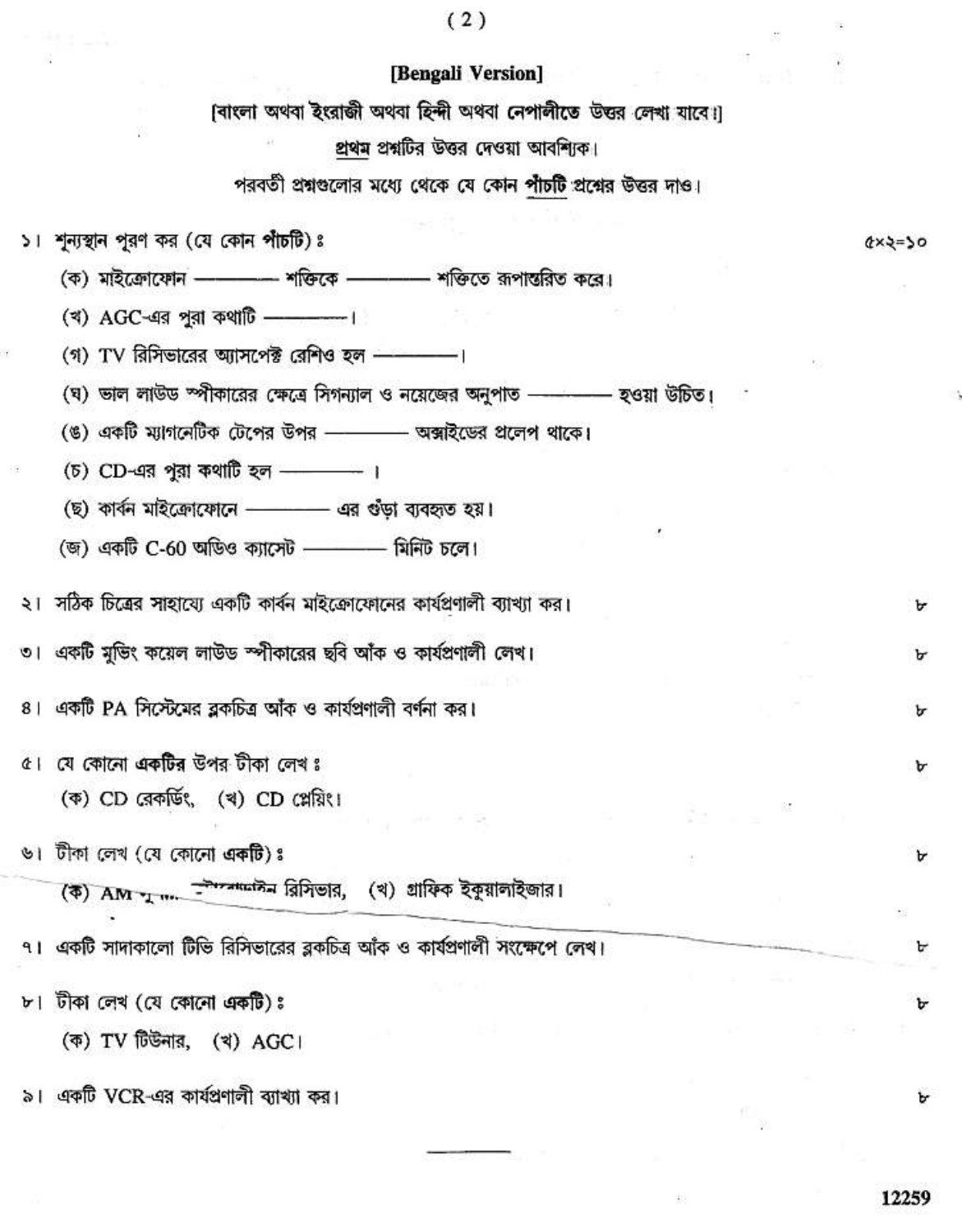## [Bengali Version]

[বাংলা অথবা ইংরাজী অথবা হিন্দী অথবা নেপালীতে উত্তর লেখা যাবে।]

প্রথম প্রশ্নটির উত্তর দেওয়া আবশ্যিক।

পরবর্তী প্রশ্নগুলোর মধ্যে থেকে যে কোন **পাঁচটি** প্রশ্নের উত্তর দাও।

১। শূন্যস্থান পূরণ কর (যে কোন **পাঁচটি**) ঃ — ৫×২=১০

(ক) মাইক্রোফোন ———— শক্তিকে ———— শক্তিতে রূপান্তরিত করে।

(খ) AGC-এর পুরা কথাটি ————।

(গ) TV রিসিভারের অ্যাসপেক্ট রেশিও হল ————।

(ঘ) ভাল লাউড স্পীকারের ক্ষেত্রে সিগন্যাল ও নয়েজের অনুপাত ———— হওয়া উচিত।

(ঙ) একটি ম্যাগনেটিক টেপের উপর ———— অক্সাইডের প্রলেপ থাকে।

(চ) CD-এর পুরা কথাটি হল ———— ।

(ছ) কার্বন মাইক্রোফোনে ———— এর গুঁড়া ব্যবহৃত হয়।

(জ) একটি C-60 অডিও ক্যাসেট ———— মিনিট চলে।

২। সঠিক চিত্রের সাহায্যে একটি কার্বন মাইক্রোফোনের কার্যপ্রণালী ব্যাখ্যা কর। — ৮

৩। একটি মুভিং কয়েল লাউড স্পীকারের ছবি আঁক ও কার্যপ্রণালী লেখ। — ৮

৪। একটি PA সিস্টেমের ব্লকচিত্র আঁক ও কার্যপ্রণালী বর্ণনা কর। — ৮

৫। যে কোনো **একটির** উপর টীকা লেখ ঃ — ৮

(ক) CD রেকর্ডিং, (খ) CD প্লেয়িং।

৬। টীকা লেখ (যে কোনো **একটি**) ঃ — ৮

(ক) AM সুপারহেটেরোডাইন রিসিভার, (খ) গ্রাফিক ইকুয়ালাইজার।

৭। একটি সাদাকালো টিভি রিসিভারের ব্লকচিত্র আঁক ও কার্যপ্রণালী সংক্ষেপে লেখ। — ৮

৮। টীকা লেখ (যে কোনো **একটি**) ঃ — ৮

(ক) TV টিউনার, (খ) AGC।

৯। একটি VCR-এর কার্যপ্রণালী ব্যাখ্যা কর। — ৮

---

12259